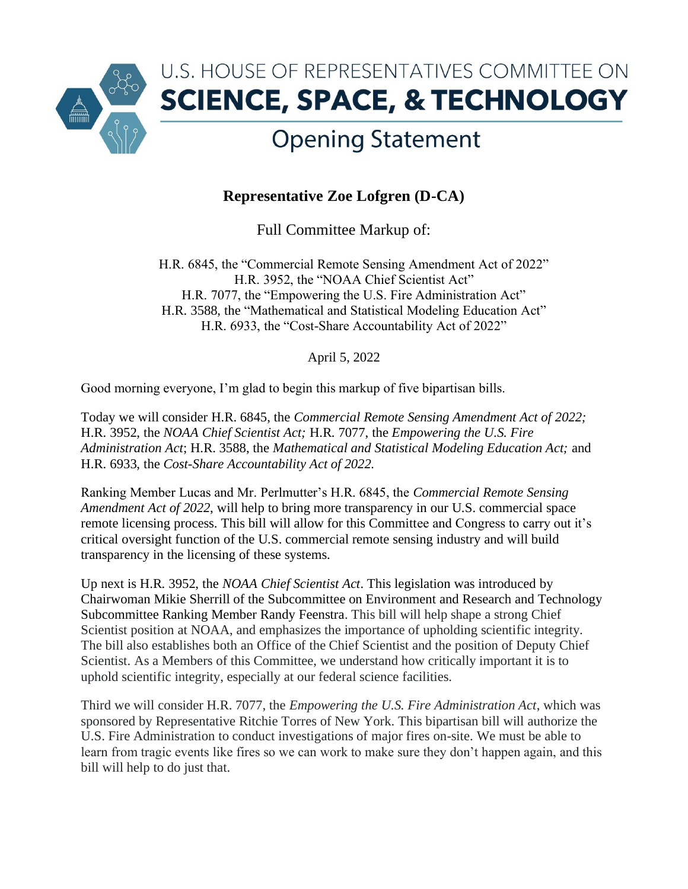U.S. HOUSE OF REPRESENTATIVES COMMITTEE ON
# SCIENCE, SPACE, & TECHNOLOGY
## Opening Statement

**Representative Zoe Lofgren (D-CA)**

Full Committee Markup of:

H.R. 6845, the "Commercial Remote Sensing Amendment Act of 2022"
H.R. 3952, the "NOAA Chief Scientist Act"
H.R. 7077, the "Empowering the U.S. Fire Administration Act"
H.R. 3588, the "Mathematical and Statistical Modeling Education Act"
H.R. 6933, the "Cost-Share Accountability Act of 2022"

April 5, 2022

Good morning everyone, I'm glad to begin this markup of five bipartisan bills.

Today we will consider H.R. 6845, the *Commercial Remote Sensing Amendment Act of 2022;* H.R. 3952, the *NOAA Chief Scientist Act;* H.R. 7077, the *Empowering the U.S. Fire Administration Act*; H.R. 3588, the *Mathematical and Statistical Modeling Education Act;* and H.R. 6933, the *Cost-Share Accountability Act of 2022.*

Ranking Member Lucas and Mr. Perlmutter's H.R. 6845, the *Commercial Remote Sensing Amendment Act of 2022*, will help to bring more transparency in our U.S. commercial space remote licensing process. This bill will allow for this Committee and Congress to carry out it's critical oversight function of the U.S. commercial remote sensing industry and will build transparency in the licensing of these systems.

Up next is H.R. 3952, the *NOAA Chief Scientist Act*. This legislation was introduced by Chairwoman Mikie Sherrill of the Subcommittee on Environment and Research and Technology Subcommittee Ranking Member Randy Feenstra. This bill will help shape a strong Chief Scientist position at NOAA, and emphasizes the importance of upholding scientific integrity. The bill also establishes both an Office of the Chief Scientist and the position of Deputy Chief Scientist. As a Members of this Committee, we understand how critically important it is to uphold scientific integrity, especially at our federal science facilities.

Third we will consider H.R. 7077, the *Empowering the U.S. Fire Administration Act*, which was sponsored by Representative Ritchie Torres of New York. This bipartisan bill will authorize the U.S. Fire Administration to conduct investigations of major fires on-site. We must be able to learn from tragic events like fires so we can work to make sure they don't happen again, and this bill will help to do just that.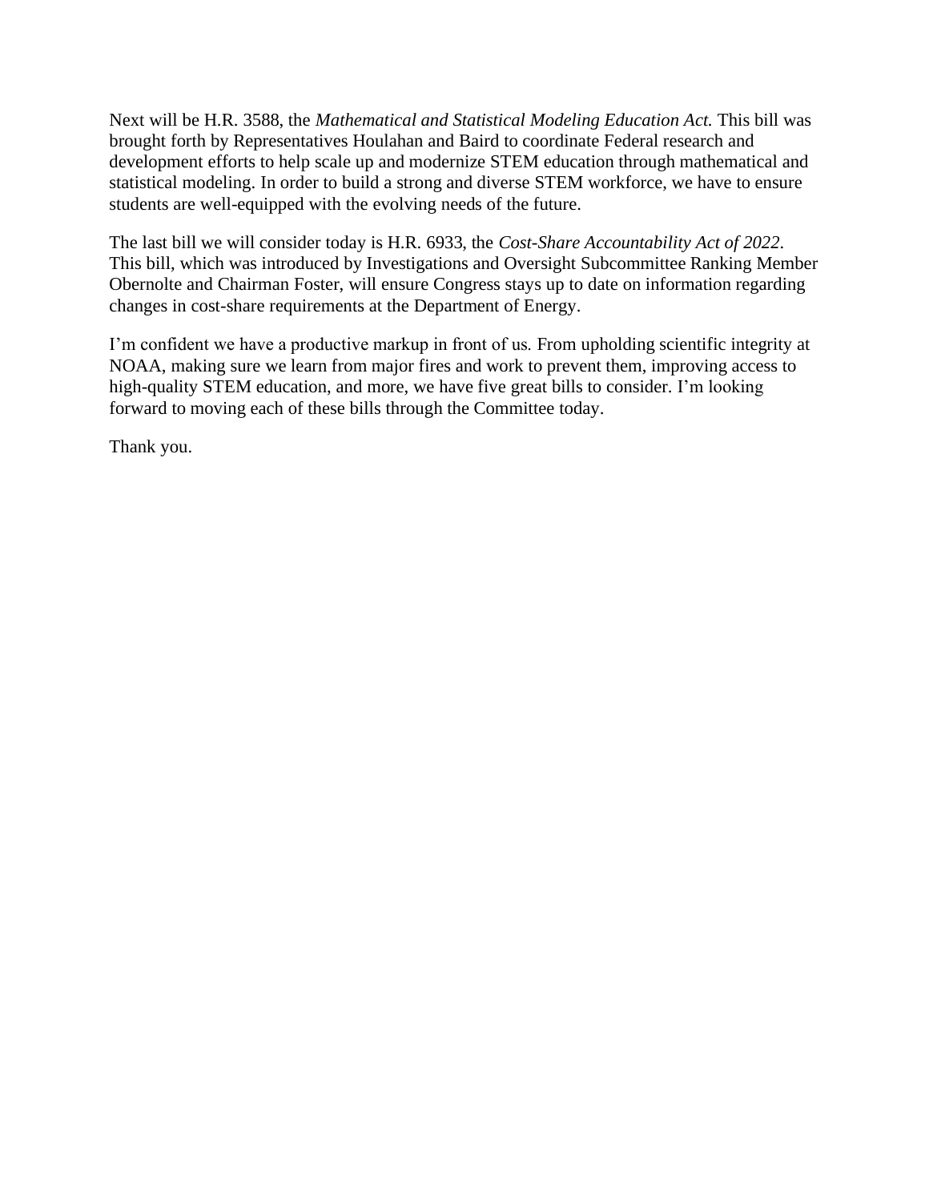Next will be H.R. 3588, the *Mathematical and Statistical Modeling Education Act.* This bill was brought forth by Representatives Houlahan and Baird to coordinate Federal research and development efforts to help scale up and modernize STEM education through mathematical and statistical modeling. In order to build a strong and diverse STEM workforce, we have to ensure students are well-equipped with the evolving needs of the future.

The last bill we will consider today is H.R. 6933, the *Cost-Share Accountability Act of 2022*. This bill, which was introduced by Investigations and Oversight Subcommittee Ranking Member Obernolte and Chairman Foster, will ensure Congress stays up to date on information regarding changes in cost-share requirements at the Department of Energy.

I'm confident we have a productive markup in front of us. From upholding scientific integrity at NOAA, making sure we learn from major fires and work to prevent them, improving access to high-quality STEM education, and more, we have five great bills to consider. I'm looking forward to moving each of these bills through the Committee today.

Thank you.